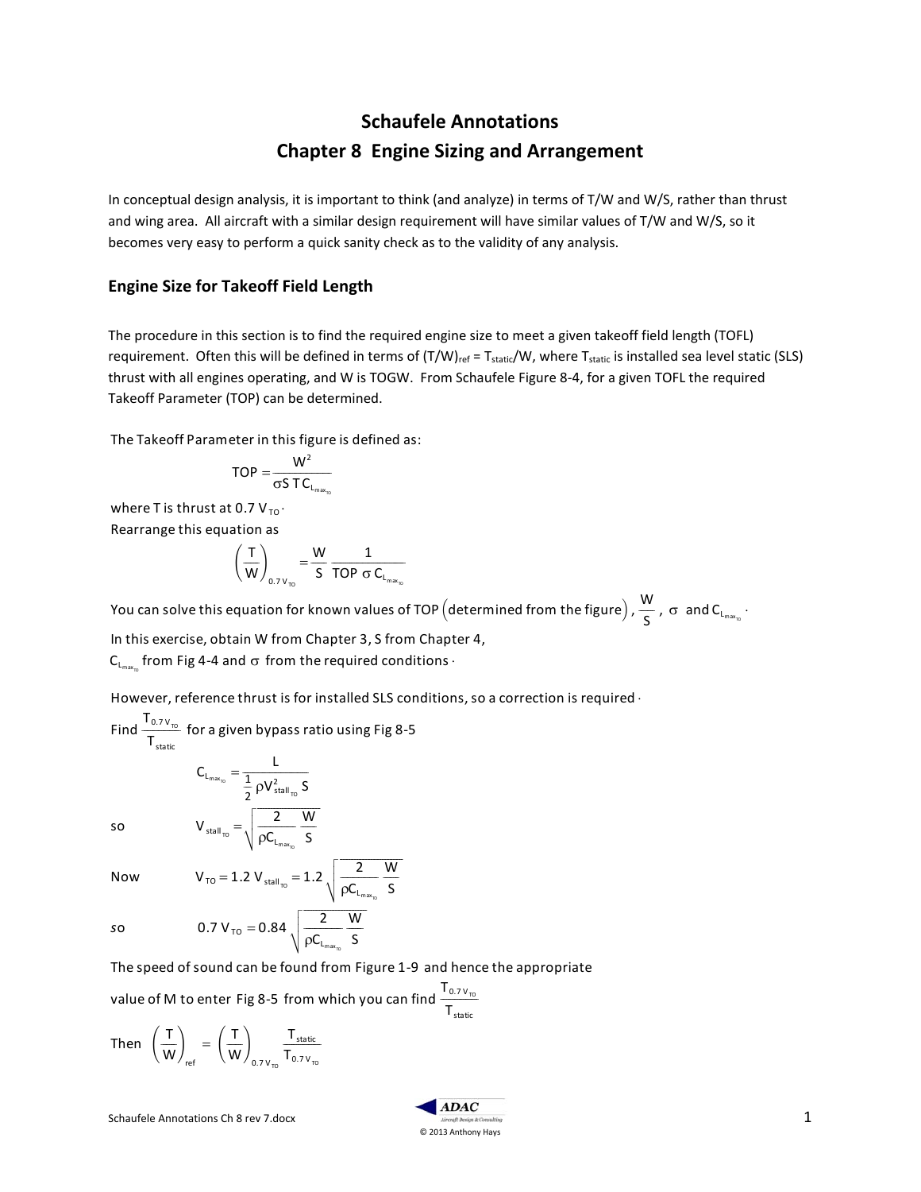# Schaufele Annotations
# Chapter 8 Engine Sizing and Arrangement

In conceptual design analysis, it is important to think (and analyze) in terms of T/W and W/S, rather than thrust and wing area. All aircraft with a similar design requirement will have similar values of T/W and W/S, so it becomes very easy to perform a quick sanity check as to the validity of any analysis.

## Engine Size for Takeoff Field Length

The procedure in this section is to find the required engine size to meet a given takeoff field length (TOFL) requirement. Often this will be defined in terms of $(T/W)_{ref} = T_{static}/W$, where $T_{static}$ is installed sea level static (SLS) thrust with all engines operating, and W is TOGW. From Schaufele Figure 8-4, for a given TOFL the required Takeoff Parameter (TOP) can be determined.

The Takeoff Parameter in this figure is defined as:

$$\text{TOP} = \frac{W^2}{\sigma S\, T\, C_{L_{max_{TO}}}}$$

where T is thrust at $0.7\, V_{TO}$.

Rearrange this equation as

$$\left(\frac{T}{W}\right)_{0.7\,V_{TO}} = \frac{W}{S}\,\frac{1}{\text{TOP}\;\sigma\; C_{L_{max_{TO}}}}$$

You can solve this equation for known values of TOP (determined from the figure), $\frac{W}{S}$, $\sigma$ and $C_{L_{max_{TO}}}$.

In this exercise, obtain W from Chapter 3, S from Chapter 4, $C_{L_{max_{TO}}}$ from Fig 4-4 and $\sigma$ from the required conditions.

However, reference thrust is for installed SLS conditions, so a correction is required.

Find $\frac{T_{0.7\,V_{TO}}}{T_{static}}$ for a given bypass ratio using Fig 8-5

$$C_{L_{max_{TO}}} = \frac{L}{\frac{1}{2}\rho V_{stall_{TO}}^2 S}$$

so

$$V_{stall_{TO}} = \sqrt{\frac{2}{\rho C_{L_{max_{TO}}}}\,\frac{W}{S}}$$

Now

$$V_{TO} = 1.2\, V_{stall_{TO}} = 1.2\sqrt{\frac{2}{\rho C_{L_{max_{TO}}}}\,\frac{W}{S}}$$

so

$$0.7\, V_{TO} = 0.84\sqrt{\frac{2}{\rho C_{L_{max_{TO}}}}\,\frac{W}{S}}$$

The speed of sound can be found from Figure 1-9 and hence the appropriate value of M to enter Fig 8-5 from which you can find $\frac{T_{0.7\,V_{TO}}}{T_{static}}$

Then

$$\left(\frac{T}{W}\right)_{ref} = \left(\frac{T}{W}\right)_{0.7\,V_{TO}}\frac{T_{static}}{T_{0.7\,V_{TO}}}$$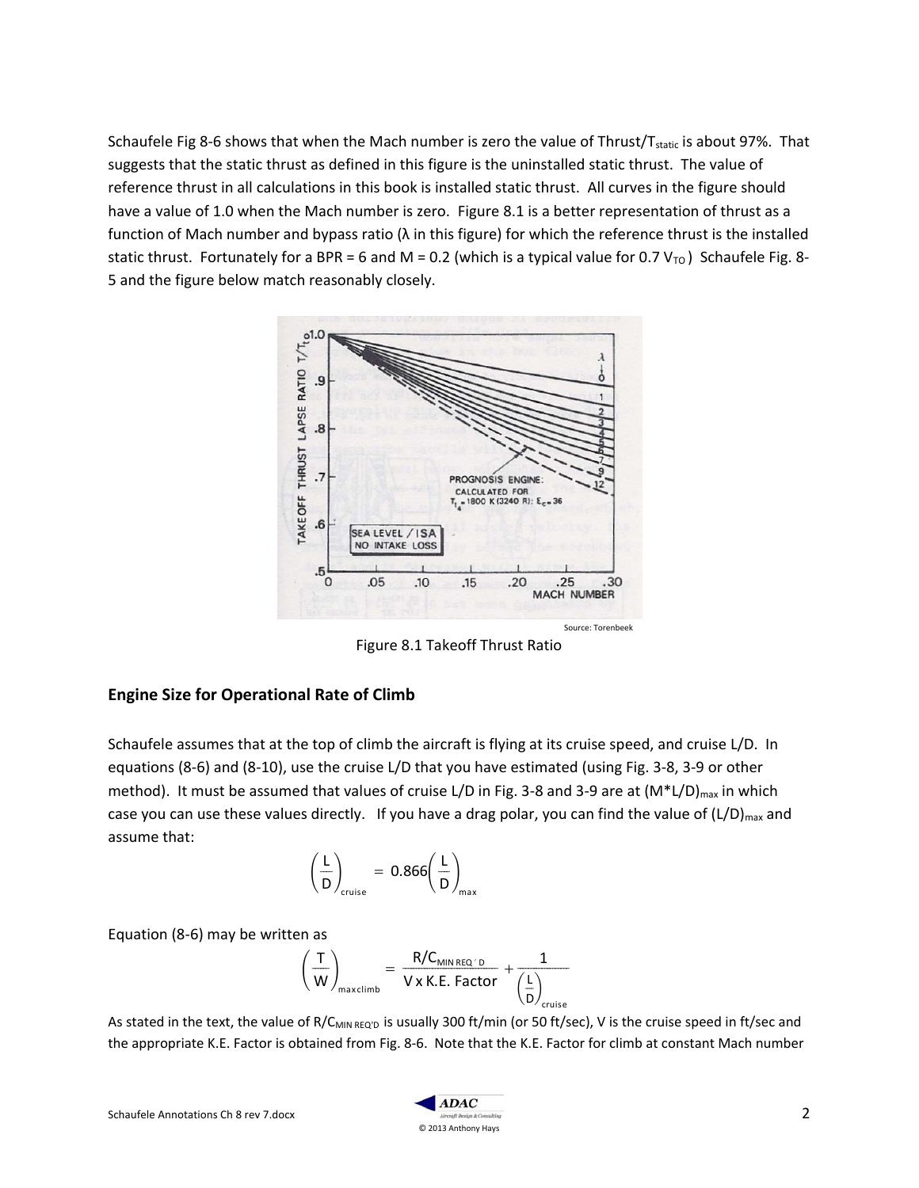Schaufele Fig 8-6 shows that when the Mach number is zero the value of Thrust/$T_{static}$ is about 97%. That suggests that the static thrust as defined in this figure is the uninstalled static thrust. The value of reference thrust in all calculations in this book is installed static thrust. All curves in the figure should have a value of 1.0 when the Mach number is zero. Figure 8.1 is a better representation of thrust as a function of Mach number and bypass ratio (λ in this figure) for which the reference thrust is the installed static thrust. Fortunately for a BPR = 6 and M = 0.2 (which is a typical value for 0.7 $V_{TO}$) Schaufele Fig. 8-5 and the figure below match reasonably closely.

Source: Torenbeek

Figure 8.1 Takeoff Thrust Ratio

## Engine Size for Operational Rate of Climb

Schaufele assumes that at the top of climb the aircraft is flying at its cruise speed, and cruise L/D. In equations (8-6) and (8-10), use the cruise L/D that you have estimated (using Fig. 3-8, 3-9 or other method). It must be assumed that values of cruise L/D in Fig. 3-8 and 3-9 are at $(M^*L/D)_{max}$ in which case you can use these values directly. If you have a drag polar, you can find the value of $(L/D)_{max}$ and assume that:

$$\left(\frac{L}{D}\right)_{cruise} = 0.866\left(\frac{L}{D}\right)_{max}$$

Equation (8-6) may be written as

$$\left(\frac{T}{W}\right)_{max\,climb} = \frac{R/C_{MIN\,REQ'D}}{V \times K.E.\ Factor} + \frac{1}{\left(\frac{L}{D}\right)_{cruise}}$$

As stated in the text, the value of $R/C_{MIN\,REQ'D}$ is usually 300 ft/min (or 50 ft/sec), V is the cruise speed in ft/sec and the appropriate K.E. Factor is obtained from Fig. 8-6. Note that the K.E. Factor for climb at constant Mach number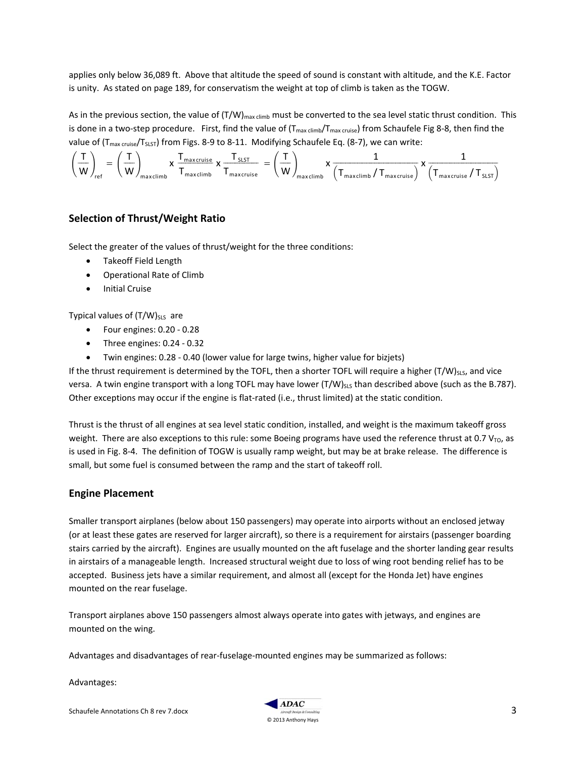applies only below 36,089 ft. Above that altitude the speed of sound is constant with altitude, and the K.E. Factor is unity. As stated on page 189, for conservatism the weight at top of climb is taken as the TOGW.

As in the previous section, the value of $(T/W)_{max\ climb}$ must be converted to the sea level static thrust condition. This is done in a two-step procedure. First, find the value of $(T_{max\ climb}/T_{max\ cruise})$ from Schaufele Fig 8-8, then find the value of $(T_{max\ cruise}/T_{SLST})$ from Figs. 8-9 to 8-11. Modifying Schaufele Eq. (8-7), we can write:

$$\left(\frac{T}{W}\right)_{ref} = \left(\frac{T}{W}\right)_{max\,climb} \times \frac{T_{max\,cruise}}{T_{max\,climb}} \times \frac{T_{SLST}}{T_{max\,cruise}} = \left(\frac{T}{W}\right)_{max\,climb} \times \frac{1}{\left(T_{max\,climb}/T_{max\,cruise}\right)} \times \frac{1}{\left(T_{max\,cruise}/T_{SLST}\right)}$$

## Selection of Thrust/Weight Ratio

Select the greater of the values of thrust/weight for the three conditions:

- Takeoff Field Length
- Operational Rate of Climb
- Initial Cruise

Typical values of $(T/W)_{SLS}$ are

- Four engines: 0.20 - 0.28
- Three engines: 0.24 - 0.32
- Twin engines: 0.28 - 0.40 (lower value for large twins, higher value for bizjets)

If the thrust requirement is determined by the TOFL, then a shorter TOFL will require a higher $(T/W)_{SLS}$, and vice versa. A twin engine transport with a long TOFL may have lower $(T/W)_{SLS}$ than described above (such as the B.787). Other exceptions may occur if the engine is flat-rated (i.e., thrust limited) at the static condition.

Thrust is the thrust of all engines at sea level static condition, installed, and weight is the maximum takeoff gross weight. There are also exceptions to this rule: some Boeing programs have used the reference thrust at 0.7 $V_{TO}$, as is used in Fig. 8-4. The definition of TOGW is usually ramp weight, but may be at brake release. The difference is small, but some fuel is consumed between the ramp and the start of takeoff roll.

## Engine Placement

Smaller transport airplanes (below about 150 passengers) may operate into airports without an enclosed jetway (or at least these gates are reserved for larger aircraft), so there is a requirement for airstairs (passenger boarding stairs carried by the aircraft). Engines are usually mounted on the aft fuselage and the shorter landing gear results in airstairs of a manageable length. Increased structural weight due to loss of wing root bending relief has to be accepted. Business jets have a similar requirement, and almost all (except for the Honda Jet) have engines mounted on the rear fuselage.

Transport airplanes above 150 passengers almost always operate into gates with jetways, and engines are mounted on the wing.

Advantages and disadvantages of rear-fuselage-mounted engines may be summarized as follows:

Advantages: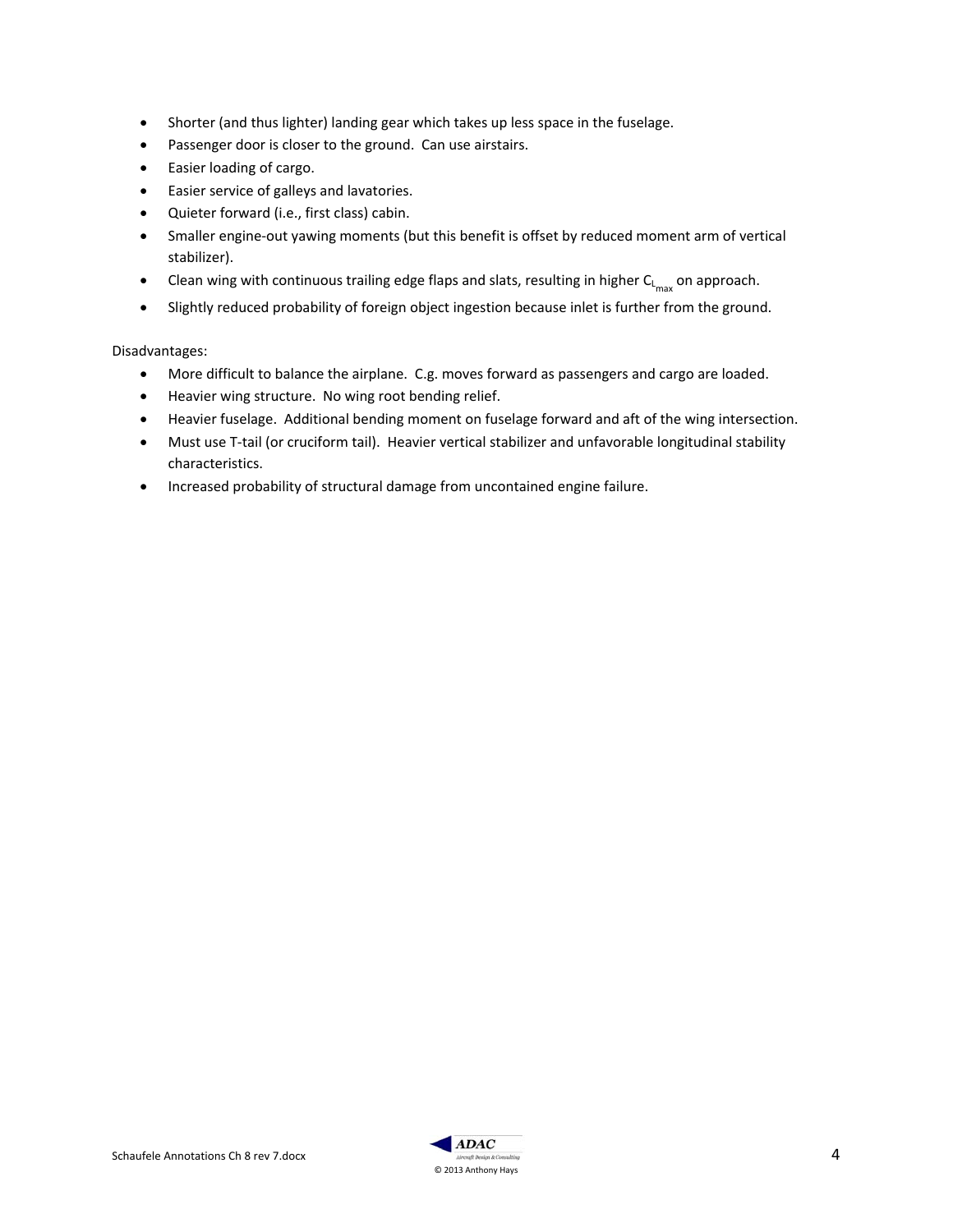- Shorter (and thus lighter) landing gear which takes up less space in the fuselage.
- Passenger door is closer to the ground. Can use airstairs.
- Easier loading of cargo.
- Easier service of galleys and lavatories.
- Quieter forward (i.e., first class) cabin.
- Smaller engine-out yawing moments (but this benefit is offset by reduced moment arm of vertical stabilizer).
- Clean wing with continuous trailing edge flaps and slats, resulting in higher $C_{L_{max}}$ on approach.
- Slightly reduced probability of foreign object ingestion because inlet is further from the ground.

Disadvantages:

- More difficult to balance the airplane. C.g. moves forward as passengers and cargo are loaded.
- Heavier wing structure. No wing root bending relief.
- Heavier fuselage. Additional bending moment on fuselage forward and aft of the wing intersection.
- Must use T-tail (or cruciform tail). Heavier vertical stabilizer and unfavorable longitudinal stability characteristics.
- Increased probability of structural damage from uncontained engine failure.